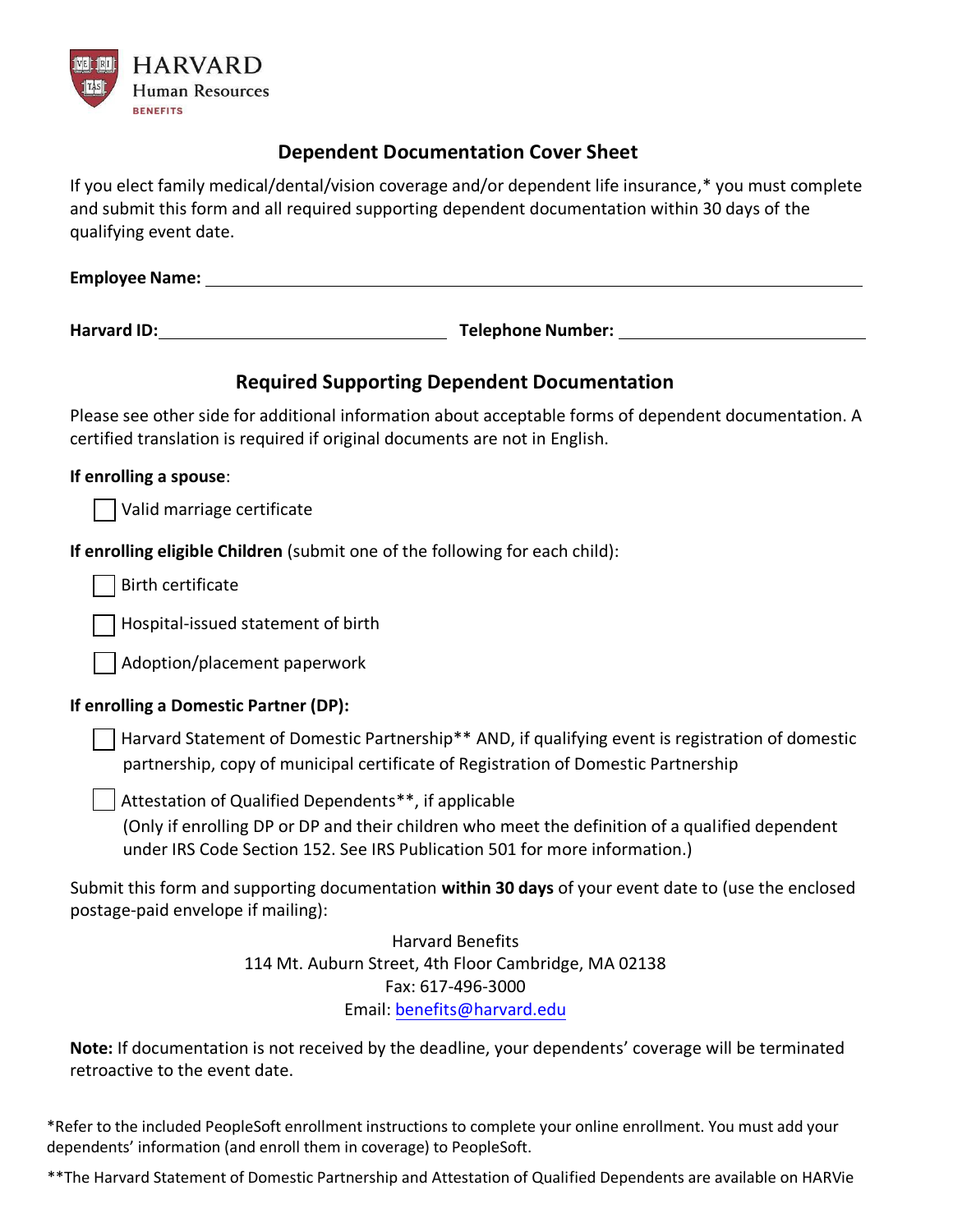HARVARD
Human Resources
BENEFITS

## Dependent Documentation Cover Sheet

If you elect family medical/dental/vision coverage and/or dependent life insurance,* you must complete and submit this form and all required supporting dependent documentation within 30 days of the qualifying event date.

**Employee Name:** ______________________________________________

**Harvard ID:** ______________________ **Telephone Number:** ______________________

## Required Supporting Dependent Documentation

Please see other side for additional information about acceptable forms of dependent documentation. A certified translation is required if original documents are not in English.

**If enrolling a spouse**:

- ☐ Valid marriage certificate

**If enrolling eligible Children** (submit one of the following for each child):

- ☐ Birth certificate
- ☐ Hospital-issued statement of birth
- ☐ Adoption/placement paperwork

**If enrolling a Domestic Partner (DP):**

- ☐ Harvard Statement of Domestic Partnership** AND, if qualifying event is registration of domestic partnership, copy of municipal certificate of Registration of Domestic Partnership
- ☐ Attestation of Qualified Dependents**, if applicable
  (Only if enrolling DP or DP and their children who meet the definition of a qualified dependent under IRS Code Section 152. See IRS Publication 501 for more information.)

Submit this form and supporting documentation **within 30 days** of your event date to (use the enclosed postage-paid envelope if mailing):

Harvard Benefits
114 Mt. Auburn Street, 4th Floor Cambridge, MA 02138
Fax: 617-496-3000
Email: benefits@harvard.edu

**Note:** If documentation is not received by the deadline, your dependents' coverage will be terminated retroactive to the event date.

*Refer to the included PeopleSoft enrollment instructions to complete your online enrollment. You must add your dependents' information (and enroll them in coverage) to PeopleSoft.

**The Harvard Statement of Domestic Partnership and Attestation of Qualified Dependents are available on HARVie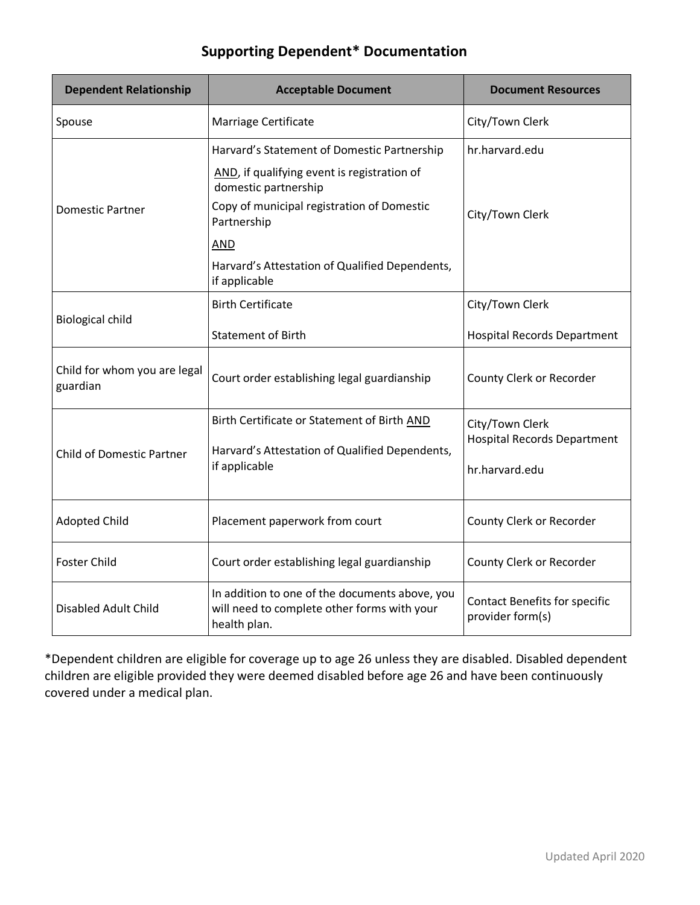## Supporting Dependent* Documentation

| Dependent Relationship | Acceptable Document | Document Resources |
|---|---|---|
| Spouse | Marriage Certificate | City/Town Clerk |
| Domestic Partner | Harvard's Statement of Domestic Partnership<br>AND, if qualifying event is registration of domestic partnership<br>Copy of municipal registration of Domestic Partnership<br>AND<br>Harvard's Attestation of Qualified Dependents, if applicable | hr.harvard.edu<br><br>City/Town Clerk |
| Biological child | Birth Certificate<br><br>Statement of Birth | City/Town Clerk<br><br>Hospital Records Department |
| Child for whom you are legal guardian | Court order establishing legal guardianship | County Clerk or Recorder |
| Child of Domestic Partner | Birth Certificate or Statement of Birth AND<br><br>Harvard's Attestation of Qualified Dependents, if applicable | City/Town Clerk<br>Hospital Records Department<br><br>hr.harvard.edu |
| Adopted Child | Placement paperwork from court | County Clerk or Recorder |
| Foster Child | Court order establishing legal guardianship | County Clerk or Recorder |
| Disabled Adult Child | In addition to one of the documents above, you will need to complete other forms with your health plan. | Contact Benefits for specific provider form(s) |

*Dependent children are eligible for coverage up to age 26 unless they are disabled. Disabled dependent children are eligible provided they were deemed disabled before age 26 and have been continuously covered under a medical plan.

Updated April 2020